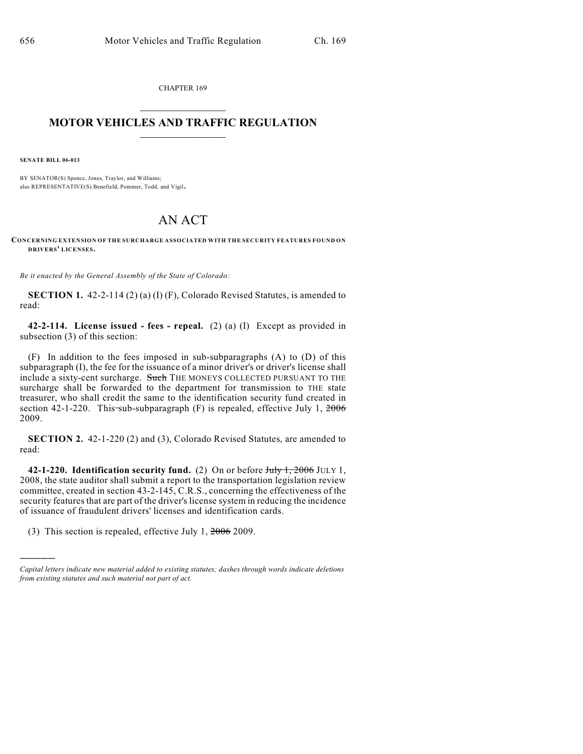CHAPTER 169

# MOTOR VEHICLES AND TRAFFIC REGULATION

**SENATE BILL 06-013**

BY SENATOR(S) Spence, Jones, Traylor, and Williams;
also REPRESENTATIVE(S) Benefield, Pommer, Todd, and Vigil.

# AN ACT

**CONCERNING EXTENSION OF THE SURCHARGE ASSOCIATED WITH THE SECURITY FEATURES FOUND ON DRIVERS' LICENSES.**

*Be it enacted by the General Assembly of the State of Colorado:*

**SECTION 1.** 42-2-114 (2) (a) (I) (F), Colorado Revised Statutes, is amended to read:

**42-2-114. License issued - fees - repeal.** (2) (a) (I) Except as provided in subsection (3) of this section:

(F) In addition to the fees imposed in sub-subparagraphs (A) to (D) of this subparagraph (I), the fee for the issuance of a minor driver's or driver's license shall include a sixty-cent surcharge. ~~Such~~ THE MONEYS COLLECTED PURSUANT TO THE surcharge shall be forwarded to the department for transmission to THE state treasurer, who shall credit the same to the identification security fund created in section 42-1-220. This sub-subparagraph (F) is repealed, effective July 1, ~~2006~~ 2009.

**SECTION 2.** 42-1-220 (2) and (3), Colorado Revised Statutes, are amended to read:

**42-1-220. Identification security fund.** (2) On or before ~~July 1, 2006~~ JULY 1, 2008, the state auditor shall submit a report to the transportation legislation review committee, created in section 43-2-145, C.R.S., concerning the effectiveness of the security features that are part of the driver's license system in reducing the incidence of issuance of fraudulent drivers' licenses and identification cards.

(3) This section is repealed, effective July 1, ~~2006~~ 2009.

---

*Capital letters indicate new material added to existing statutes; dashes through words indicate deletions from existing statutes and such material not part of act.*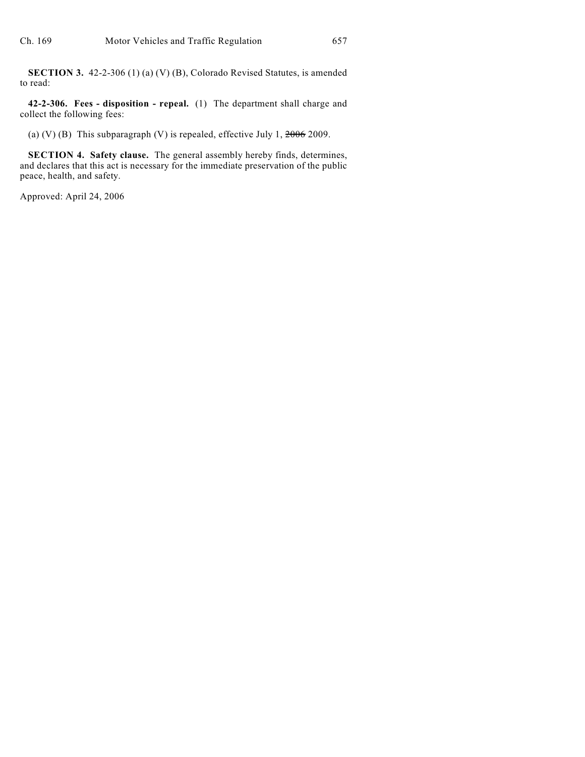**SECTION 3.** 42-2-306 (1) (a) (V) (B), Colorado Revised Statutes, is amended to read:

**42-2-306. Fees - disposition - repeal.** (1) The department shall charge and collect the following fees:

(a) (V) (B) This subparagraph (V) is repealed, effective July 1, ~~2006~~ 2009.

**SECTION 4. Safety clause.** The general assembly hereby finds, determines, and declares that this act is necessary for the immediate preservation of the public peace, health, and safety.

Approved: April 24, 2006